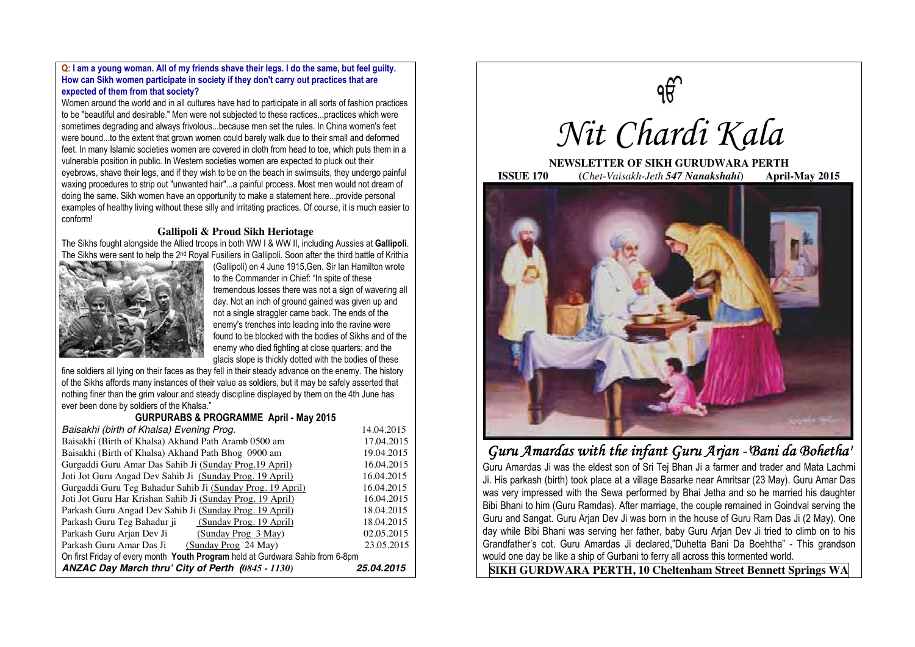**Q: I am a young woman. All of my friends shave their legs. I do the same, but feel guilty. How can Sikh women participate in society if they don't carry out practices that are expected of them from that society?**

Women around the world and in all cultures have had to participate in all sorts of fashion practices to be "beautiful and desirable." Men were not subjected to these ractices...practices which were sometimes degrading and always frivolous...because men set the rules. In China women's feet were bound...to the extent that grown women could barely walk due to their small and deformed feet. In many Islamic societies women are covered in cloth from head to toe, which puts them in a vulnerable position in public. In Western societies women are expected to pluck out their eyebrows, shave their legs, and if they wish to be on the beach in swimsuits, they undergo painful waxing procedures to strip out "unwanted hair"...a painful process. Most men would not dream of doing the same. Sikh women have an opportunity to make a statement here...provide personal examples of healthy living without these silly and irritating practices. Of course, it is much easier to conform!

## Gallipoli & Proud Sikh Heriotage

The Sikhs fought alongside the Allied troops in both WW I & WW II, including Aussies at **Gallipoli**. The Sikhs were sent to help the 2nd Royal Fusiliers in Gallipoli. Soon after the third battle of Krithia (Gallipoli) on 4 June 1915,Gen. Sir Ian Hamilton wrote to the Commander in Chief: "In spite of these tremendous losses there was not a sign of wavering all day. Not an inch of ground gained was given up and not a single straggler came back. The ends of the enemy's trenches into leading into the ravine were found to be blocked with the bodies of Sikhs and of the enemy who died fighting at close quarters; and the glacis slope is thickly dotted with the bodies of these fine soldiers all lying on their faces as they fell in their steady advance on the enemy. The history of the Sikhs affords many instances of their value as soldiers, but it may be safely asserted that nothing finer than the grim valour and steady discipline displayed by them on the 4th June has ever been done by soldiers of the Khalsa."

## GURPURABS & PROGRAMME April - May 2015

| Event | Date |
|---|---|
| *Baisakhi (birth of Khalsa) Evening Prog.* | 14.04.2015 |
| Baisakhi (Birth of Khalsa) Akhand Path Aramb 0500 am | 17.04.2015 |
| Baisakhi (Birth of Khalsa) Akhand Path Bhog 0900 am | 19.04.2015 |
| Gurgaddi Guru Amar Das Sahib Ji (Sunday Prog.19 April) | 16.04.2015 |
| Joti Jot Guru Angad Dev Sahib Ji (Sunday Prog. 19 April) | 16.04.2015 |
| Gurgaddi Guru Teg Bahadur Sahib Ji (Sunday Prog. 19 April) | 16.04.2015 |
| Joti Jot Guru Har Krishan Sahib Ji (Sunday Prog. 19 April) | 16.04.2015 |
| Parkash Guru Angad Dev Sahib Ji (Sunday Prog. 19 April) | 18.04.2015 |
| Parkash Guru Teg Bahadur ji (Sunday Prog. 19 April) | 18.04.2015 |
| Parkash Guru Arjan Dev Ji (Sunday Prog 3 May) | 02.05.2015 |
| Parkash Guru Amar Das Ji (Sunday Prog 24 May) | 23.05.2015 |

On first Friday of every month **Youth Program** held at Gurdwara Sahib from 6-8pm

***ANZAC Day March thru' City of Perth (0845 - 1130)*** **25.04.2015**

ੴ

# *Nit Chardi Kala*

**NEWSLETTER OF SIKH GURUDWARA PERTH**

**ISSUE 170** (*Chet-Vaisakh-Jeth **547 Nanakshahi***) **April-May 2015**

## *Guru Amardas with the infant Guru Arjan -'Bani da Bohetha'*

Guru Amardas Ji was the eldest son of Sri Tej Bhan Ji a farmer and trader and Mata Lachmi Ji. His parkash (birth) took place at a village Basarke near Amritsar (23 May). Guru Amar Das was very impressed with the Sewa performed by Bhai Jetha and so he married his daughter Bibi Bhani to him (Guru Ramdas). After marriage, the couple remained in Goindval serving the Guru and Sangat. Guru Arjan Dev Ji was born in the house of Guru Ram Das Ji (2 May). One day while Bibi Bhani was serving her father, baby Guru Arjan Dev Ji tried to climb on to his Grandfather's cot. Guru Amardas Ji declared,"Duhetta Bani Da Boehtha" - This grandson would one day be like a ship of Gurbani to ferry all across this tormented world.

**SIKH GURDWARA PERTH, 10 Cheltenham Street Bennett Springs WA**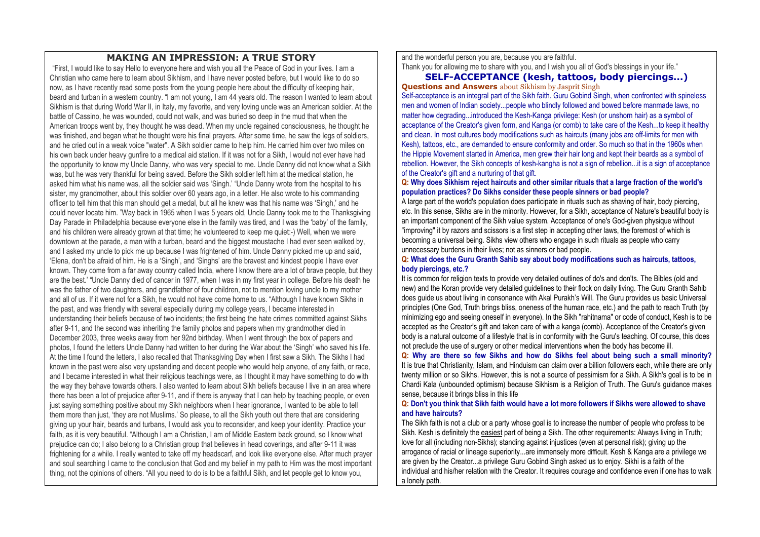## MAKING AN IMPRESSION: A TRUE STORY

"First, I would like to say Hello to everyone here and wish you all the Peace of God in your lives. I am a Christian who came here to learn about Sikhism, and I have never posted before, but I would like to do so now, as I have recently read some posts from the young people here about the difficulty of keeping hair, beard and turban in a western country. "I am not young, I am 44 years old. The reason I wanted to learn about Sikhism is that during World War II, in Italy, my favorite, and very loving uncle was an American soldier. At the battle of Cassino, he was wounded, could not walk, and was buried so deep in the mud that when the American troops went by, they thought he was dead. When my uncle regained consciousness, he thought he was finished, and began what he thought were his final prayers. After some time, he saw the legs of soldiers, and he cried out in a weak voice "water". A Sikh soldier came to help him. He carried him over two miles on his own back under heavy gunfire to a medical aid station. If it was not for a Sikh, I would not ever have had the opportunity to know my Uncle Danny, who was very special to me. Uncle Danny did not know what a Sikh was, but he was very thankful for being saved. Before the Sikh soldier left him at the medical station, he asked him what his name was, all the soldier said was 'Singh.' "Uncle Danny wrote from the hospital to his sister, my grandmother, about this soldier over 60 years ago, in a letter. He also wrote to his commanding officer to tell him that this man should get a medal, but all he knew was that his name was 'Singh,' and he could never locate him. "Way back in 1965 when I was 5 years old, Uncle Danny took me to the Thanksgiving Day Parade in Philadelphia because everyone else in the family was tired, and I was the 'baby' of the family, and his children were already grown at that time; he volunteered to keep me quiet:-) Well, when we were downtown at the parade, a man with a turban, beard and the biggest moustache I had ever seen walked by, and I asked my uncle to pick me up because I was frightened of him. Uncle Danny picked me up and said, 'Elena, don't be afraid of him. He is a 'Singh', and 'Singhs' are the bravest and kindest people I have ever known. They come from a far away country called India, where I know there are a lot of brave people, but they are the best.' "Uncle Danny died of cancer in 1977, when I was in my first year in college. Before his death he was the father of two daughters, and grandfather of four children, not to mention loving uncle to my mother and all of us. If it were not for a Sikh, he would not have come home to us. "Although I have known Sikhs in the past, and was friendly with several especially during my college years, I became interested in understanding their beliefs because of two incidents; the first being the hate crimes committed against Sikhs after 9-11, and the second was inheriting the family photos and papers when my grandmother died in December 2003, three weeks away from her 92nd birthday. When I went through the box of papers and photos, I found the letters Uncle Danny had written to her during the War about the 'Singh' who saved his life. At the time I found the letters, I also recalled that Thanksgiving Day when I first saw a Sikh. The Sikhs I had known in the past were also very upstanding and decent people who would help anyone, of any faith, or race, and I became interested in what their religious teachings were, as I thought it may have something to do with the way they behave towards others. I also wanted to learn about Sikh beliefs because I live in an area where there has been a lot of prejudice after 9-11, and if there is anyway that I can help by teaching people, or even just saying something positive about my Sikh neighbors when I hear ignorance, I wanted to be able to tell them more than just, 'they are not Muslims.' So please, to all the Sikh youth out there that are considering giving up your hair, beards and turbans, I would ask you to reconsider, and keep your identity. Practice your faith, as it is very beautiful. "Although I am a Christian, I am of Middle Eastern back ground, so I know what prejudice can do; I also belong to a Christian group that believes in head coverings, and after 9-11 it was frightening for a while. I really wanted to take off my headscarf, and look like everyone else. After much prayer and soul searching I came to the conclusion that God and my belief in my path to Him was the most important thing, not the opinions of others. "All you need to do is to be a faithful Sikh, and let people get to know you, and the wonderful person you are, because you are faithful.

Thank you for allowing me to share with you, and I wish you all of God's blessings in your life."

## SELF-ACCEPTANCE (kesh, tattoos, body piercings...)

**Questions and Answers** about Sikhism by Jasprit Singh

Self-acceptance is an integral part of the Sikh faith. Guru Gobind Singh, when confronted with spineless men and women of Indian society...people who blindly followed and bowed before manmade laws, no matter how degrading...introduced the Kesh-Kanga privilege: Kesh (or unshorn hair) as a symbol of acceptance of the Creator's given form, and Kanga (or comb) to take care of the Kesh...to keep it healthy and clean. In most cultures body modifications such as haircuts (many jobs are off-limits for men with Kesh), tattoos, etc., are demanded to ensure conformity and order. So much so that in the 1960s when the Hippie Movement started in America, men grew their hair long and kept their beards as a symbol of rebellion. However, the Sikh concepts of kesh-kangha is not a sign of rebellion...it is a sign of acceptance of the Creator's gift and a nurturing of that gift.

**Q: Why does Sikhism reject haircuts and other similar rituals that a large fraction of the world's population practices? Do Sikhs consider these people sinners or bad people?**

A large part of the world's population does participate in rituals such as shaving of hair, body piercing, etc. In this sense, Sikhs are in the minority. However, for a Sikh, acceptance of Nature's beautiful body is an important component of the Sikh value system. Acceptance of one's God-given physique without "improving" it by razors and scissors is a first step in accepting other laws, the foremost of which is becoming a universal being. Sikhs view others who engage in such rituals as people who carry unnecessary burdens in their lives; not as sinners or bad people.

**Q: What does the Guru Granth Sahib say about body modifications such as haircuts, tattoos, body piercings, etc.?**

It is common for religion texts to provide very detailed outlines of do's and don'ts. The Bibles (old and new) and the Koran provide very detailed guidelines to their flock on daily living. The Guru Granth Sahib does guide us about living in consonance with Akal Purakh's Will. The Guru provides us basic Universal principles (One God, Truth brings bliss, oneness of the human race, etc.) and the path to reach Truth (by minimizing ego and seeing oneself in everyone). In the Sikh "rahitnama" or code of conduct, Kesh is to be accepted as the Creator's gift and taken care of with a kanga (comb). Acceptance of the Creator's given body is a natural outcome of a lifestyle that is in conformity with the Guru's teaching. Of course, this does not preclude the use of surgery or other medical interventions when the body has become ill.

**Q: Why are there so few Sikhs and how do Sikhs feel about being such a small minority?**

It is true that Christianity, Islam, and Hinduism can claim over a billion followers each, while there are only twenty million or so Sikhs. However, this is not a source of pessimism for a Sikh. A Sikh's goal is to be in Chardi Kala (unbounded optimism) because Sikhism is a Religion of Truth. The Guru's guidance makes sense, because it brings bliss in this life

**Q: Don't you think that Sikh faith would have a lot more followers if Sikhs were allowed to shave and have haircuts?**

The Sikh faith is not a club or a party whose goal is to increase the number of people who profess to be Sikh. Kesh is definitely the easiest part of being a Sikh. The other requirements: Always living in Truth; love for all (including non-Sikhs); standing against injustices (even at personal risk); giving up the arrogance of racial or lineage superiority...are immensely more difficult. Kesh & Kanga are a privilege we are given by the Creator...a privilege Guru Gobind Singh asked us to enjoy. Sikhi is a faith of the individual and his/her relation with the Creator. It requires courage and confidence even if one has to walk a lonely path.